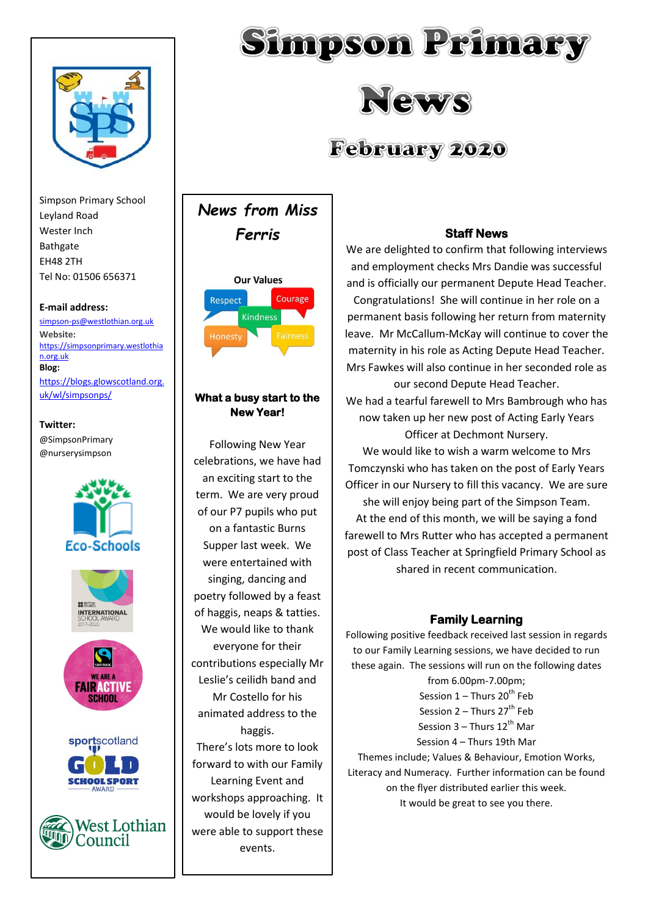# Simpson Primary News

## February 2020

Simpson Primary School
Leyland Road
Wester Inch
Bathgate
EH48 2TH
Tel No: 01506 656371

**E-mail address:**
simpson-ps@westlothian.org.uk

**Website:**
https://simpsonprimary.westlothian.org.uk

**Blog:**
https://blogs.glowscotland.org.uk/wl/simpsonps/

**Twitter:**
@SimpsonPrimary
@nurserysimpson

Eco-Schools

INTERNATIONAL SCHOOL AWARD 2017–2020

WE ARE A FAIR ACTIVE SCHOOL

sportscotland GOLD SCHOOL SPORT AWARD

West Lothian Council

## *News from Miss Ferris*

**Our Values**

Respect, Courage, Kindness, Honesty, Fairness

**What a busy start to the New Year!**

Following New Year celebrations, we have had an exciting start to the term. We are very proud of our P7 pupils who put on a fantastic Burns Supper last week. We were entertained with singing, dancing and poetry followed by a feast of haggis, neaps & tatties. We would like to thank everyone for their contributions especially Mr Leslie's ceilidh band and Mr Costello for his animated address to the haggis.

There's lots more to look forward to with our Family Learning Event and workshops approaching. It would be lovely if you were able to support these events.

### Staff News

We are delighted to confirm that following interviews and employment checks Mrs Dandie was successful and is officially our permanent Depute Head Teacher. Congratulations! She will continue in her role on a permanent basis following her return from maternity leave. Mr McCallum-McKay will continue to cover the maternity in his role as Acting Depute Head Teacher. Mrs Fawkes will also continue in her seconded role as our second Depute Head Teacher.

We had a tearful farewell to Mrs Bambrough who has now taken up her new post of Acting Early Years Officer at Dechmont Nursery.

We would like to wish a warm welcome to Mrs Tomczynski who has taken on the post of Early Years Officer in our Nursery to fill this vacancy. We are sure she will enjoy being part of the Simpson Team.

At the end of this month, we will be saying a fond farewell to Mrs Rutter who has accepted a permanent post of Class Teacher at Springfield Primary School as shared in recent communication.

### Family Learning

Following positive feedback received last session in regards to our Family Learning sessions, we have decided to run these again. The sessions will run on the following dates from 6.00pm-7.00pm;

Session 1 – Thurs 20th Feb
Session 2 – Thurs 27th Feb
Session 3 – Thurs 12th Mar
Session 4 – Thurs 19th Mar

Themes include; Values & Behaviour, Emotion Works, Literacy and Numeracy. Further information can be found on the flyer distributed earlier this week.

It would be great to see you there.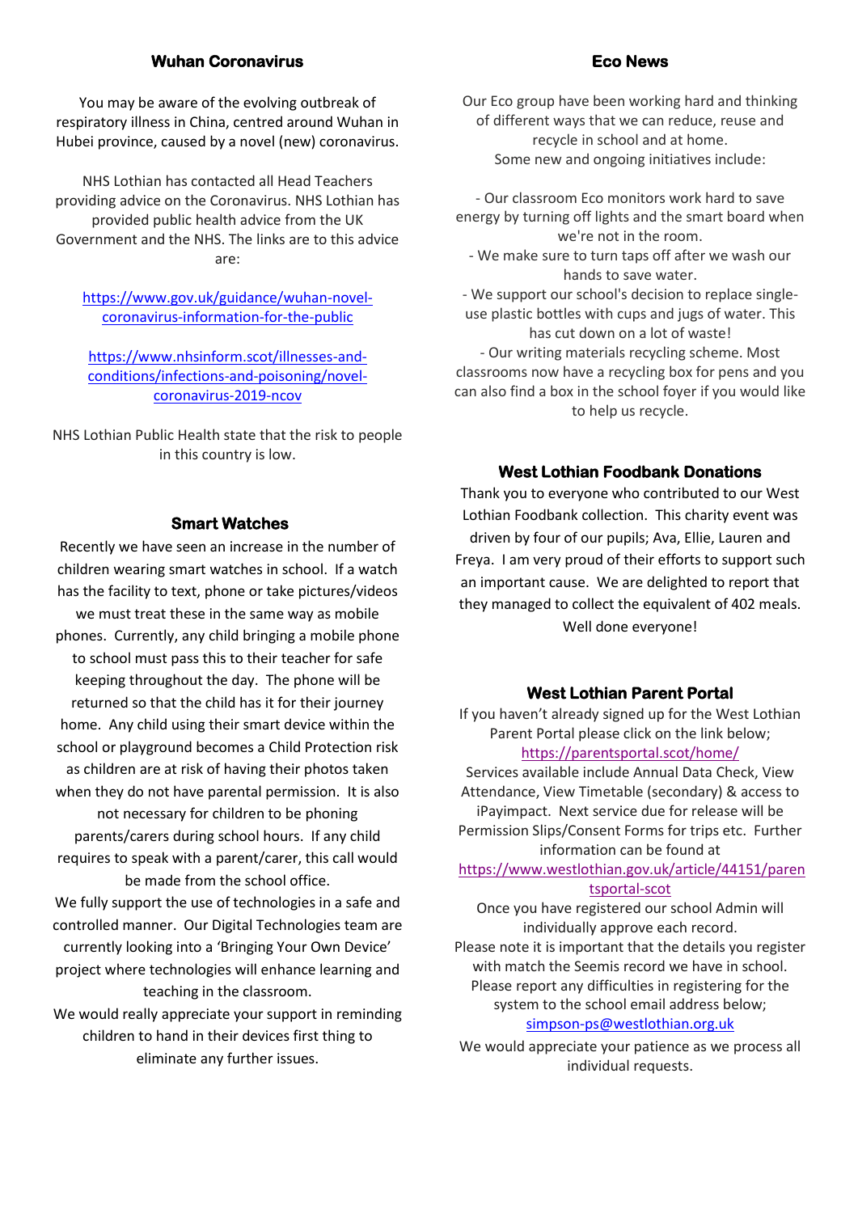## Wuhan Coronavirus

You may be aware of the evolving outbreak of respiratory illness in China, centred around Wuhan in Hubei province, caused by a novel (new) coronavirus.

NHS Lothian has contacted all Head Teachers providing advice on the Coronavirus. NHS Lothian has provided public health advice from the UK Government and the NHS. The links are to this advice are:

https://www.gov.uk/guidance/wuhan-novel-coronavirus-information-for-the-public

https://www.nhsinform.scot/illnesses-and-conditions/infections-and-poisoning/novel-coronavirus-2019-ncov

NHS Lothian Public Health state that the risk to people in this country is low.

## Smart Watches

Recently we have seen an increase in the number of children wearing smart watches in school. If a watch has the facility to text, phone or take pictures/videos we must treat these in the same way as mobile phones. Currently, any child bringing a mobile phone to school must pass this to their teacher for safe keeping throughout the day. The phone will be returned so that the child has it for their journey home. Any child using their smart device within the school or playground becomes a Child Protection risk as children are at risk of having their photos taken when they do not have parental permission. It is also not necessary for children to be phoning parents/carers during school hours. If any child requires to speak with a parent/carer, this call would be made from the school office.

We fully support the use of technologies in a safe and controlled manner. Our Digital Technologies team are currently looking into a 'Bringing Your Own Device' project where technologies will enhance learning and teaching in the classroom.

We would really appreciate your support in reminding children to hand in their devices first thing to eliminate any further issues.

## Eco News

Our Eco group have been working hard and thinking of different ways that we can reduce, reuse and recycle in school and at home.
Some new and ongoing initiatives include:

- Our classroom Eco monitors work hard to save energy by turning off lights and the smart board when we're not in the room.
- We make sure to turn taps off after we wash our hands to save water.
- We support our school's decision to replace single-use plastic bottles with cups and jugs of water. This has cut down on a lot of waste!
- Our writing materials recycling scheme. Most classrooms now have a recycling box for pens and you can also find a box in the school foyer if you would like to help us recycle.

## West Lothian Foodbank Donations

Thank you to everyone who contributed to our West Lothian Foodbank collection. This charity event was driven by four of our pupils; Ava, Ellie, Lauren and Freya. I am very proud of their efforts to support such an important cause. We are delighted to report that they managed to collect the equivalent of 402 meals. Well done everyone!

## West Lothian Parent Portal

If you haven't already signed up for the West Lothian Parent Portal please click on the link below;
https://parentsportal.scot/home/
Services available include Annual Data Check, View Attendance, View Timetable (secondary) & access to iPayimpact. Next service due for release will be Permission Slips/Consent Forms for trips etc. Further information can be found at
https://www.westlothian.gov.uk/article/44151/parentsportal-scot
Once you have registered our school Admin will individually approve each record.
Please note it is important that the details you register with match the Seemis record we have in school. Please report any difficulties in registering for the system to the school email address below;
simpson-ps@westlothian.org.uk

We would appreciate your patience as we process all individual requests.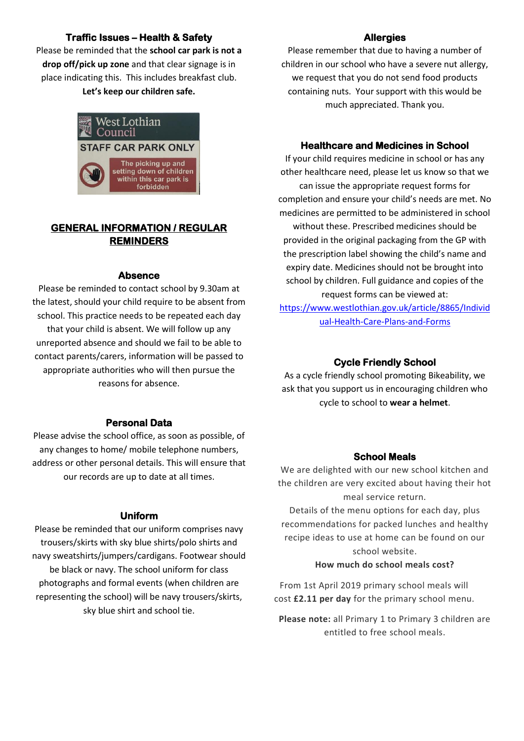## Traffic Issues – Health & Safety

Please be reminded that the **school car park is not a drop off/pick up zone** and that clear signage is in place indicating this. This includes breakfast club.

**Let's keep our children safe.**

West Lothian Council

STAFF CAR PARK ONLY

The picking up and setting down of children within this car park is forbidden

## GENERAL INFORMATION / REGULAR REMINDERS

### Absence

Please be reminded to contact school by 9.30am at the latest, should your child require to be absent from school. This practice needs to be repeated each day that your child is absent. We will follow up any unreported absence and should we fail to be able to contact parents/carers, information will be passed to appropriate authorities who will then pursue the reasons for absence.

### Personal Data

Please advise the school office, as soon as possible, of any changes to home/ mobile telephone numbers, address or other personal details. This will ensure that our records are up to date at all times.

### Uniform

Please be reminded that our uniform comprises navy trousers/skirts with sky blue shirts/polo shirts and navy sweatshirts/jumpers/cardigans. Footwear should be black or navy. The school uniform for class photographs and formal events (when children are representing the school) will be navy trousers/skirts, sky blue shirt and school tie.

### Allergies

Please remember that due to having a number of children in our school who have a severe nut allergy, we request that you do not send food products containing nuts. Your support with this would be much appreciated. Thank you.

### Healthcare and Medicines in School

If your child requires medicine in school or has any other healthcare need, please let us know so that we can issue the appropriate request forms for completion and ensure your child's needs are met. No medicines are permitted to be administered in school without these. Prescribed medicines should be provided in the original packaging from the GP with the prescription label showing the child's name and expiry date. Medicines should not be brought into school by children. Full guidance and copies of the request forms can be viewed at: https://www.westlothian.gov.uk/article/8865/Individual-Health-Care-Plans-and-Forms

### Cycle Friendly School

As a cycle friendly school promoting Bikeability, we ask that you support us in encouraging children who cycle to school to **wear a helmet**.

### School Meals

We are delighted with our new school kitchen and the children are very excited about having their hot meal service return.

Details of the menu options for each day, plus recommendations for packed lunches and healthy recipe ideas to use at home can be found on our school website.

**How much do school meals cost?**

From 1st April 2019 primary school meals will cost **£2.11 per day** for the primary school menu.

**Please note:** all Primary 1 to Primary 3 children are entitled to free school meals.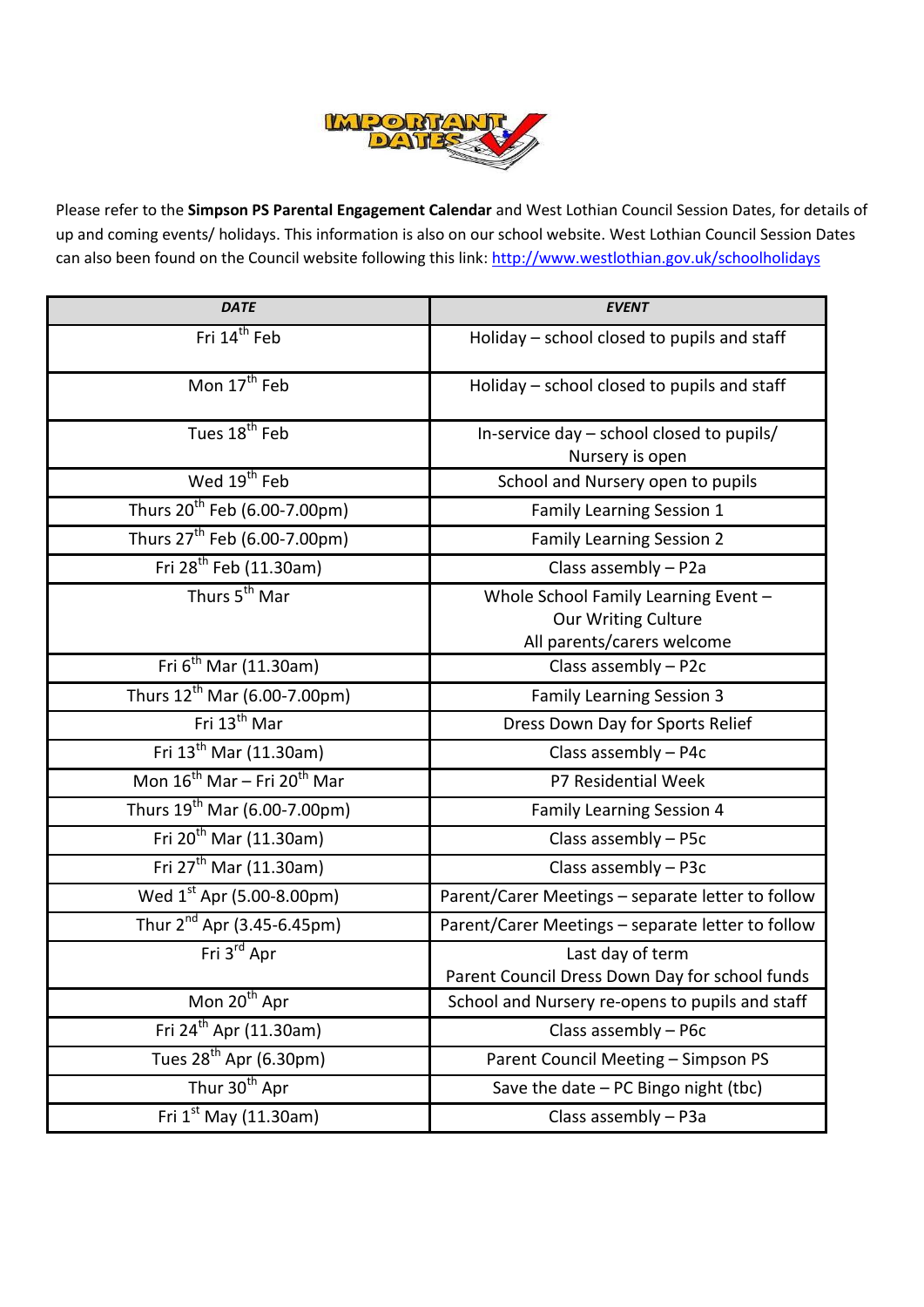# IMPORTANT DATES

Please refer to the **Simpson PS Parental Engagement Calendar** and West Lothian Council Session Dates, for details of up and coming events/ holidays. This information is also on our school website. West Lothian Council Session Dates can also been found on the Council website following this link: http://www.westlothian.gov.uk/schoolholidays

| *DATE* | *EVENT* |
|---|---|
| Fri 14th Feb | Holiday – school closed to pupils and staff |
| Mon 17th Feb | Holiday – school closed to pupils and staff |
| Tues 18th Feb | In-service day – school closed to pupils/ Nursery is open |
| Wed 19th Feb | School and Nursery open to pupils |
| Thurs 20th Feb (6.00-7.00pm) | Family Learning Session 1 |
| Thurs 27th Feb (6.00-7.00pm) | Family Learning Session 2 |
| Fri 28th Feb (11.30am) | Class assembly – P2a |
| Thurs 5th Mar | Whole School Family Learning Event – Our Writing Culture All parents/carers welcome |
| Fri 6th Mar (11.30am) | Class assembly – P2c |
| Thurs 12th Mar (6.00-7.00pm) | Family Learning Session 3 |
| Fri 13th Mar | Dress Down Day for Sports Relief |
| Fri 13th Mar (11.30am) | Class assembly – P4c |
| Mon 16th Mar – Fri 20th Mar | P7 Residential Week |
| Thurs 19th Mar (6.00-7.00pm) | Family Learning Session 4 |
| Fri 20th Mar (11.30am) | Class assembly – P5c |
| Fri 27th Mar (11.30am) | Class assembly – P3c |
| Wed 1st Apr (5.00-8.00pm) | Parent/Carer Meetings – separate letter to follow |
| Thur 2nd Apr (3.45-6.45pm) | Parent/Carer Meetings – separate letter to follow |
| Fri 3rd Apr | Last day of term Parent Council Dress Down Day for school funds |
| Mon 20th Apr | School and Nursery re-opens to pupils and staff |
| Fri 24th Apr (11.30am) | Class assembly – P6c |
| Tues 28th Apr (6.30pm) | Parent Council Meeting – Simpson PS |
| Thur 30th Apr | Save the date – PC Bingo night (tbc) |
| Fri 1st May (11.30am) | Class assembly – P3a |